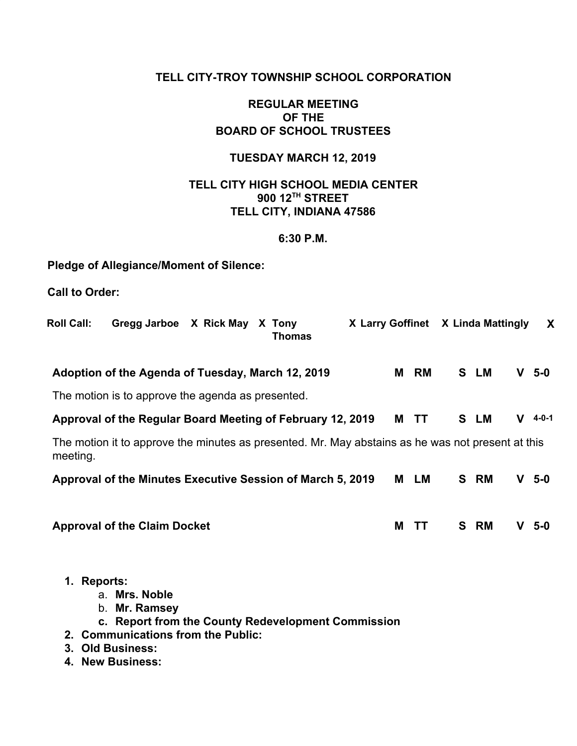**TELL CITY-TROY TOWNSHIP SCHOOL CORPORATION**

**REGULAR MEETING**
**OF THE**
**BOARD OF SCHOOL TRUSTEES**

**TUESDAY MARCH 12, 2019**

**TELL CITY HIGH SCHOOL MEDIA CENTER**
**900 12TH STREET**
**TELL CITY, INDIANA 47586**

**6:30 P.M.**

**Pledge of Allegiance/Moment of Silence:**

**Call to Order:**

| Roll Call: | Gregg Jarboe | X | Rick May | X | Tony Thomas | X | Larry Goffinet | X | Linda Mattingly | X |
|---|---|---|---|---|---|---|---|---|---|---|

| | | | | | | |
|---|---|---|---|---|---|---|
| **Adoption of the Agenda of Tuesday, March 12, 2019** | **M** | **RM** | **S** | **LM** | **V** | **5-0** |

The motion is to approve the agenda as presented.

| | | | | | | |
|---|---|---|---|---|---|---|
| **Approval of the Regular Board Meeting of February 12, 2019** | **M** | **TT** | **S** | **LM** | **V** | **4-0-1** |

The motion it to approve the minutes as presented. Mr. May abstains as he was not present at this meeting.

| | | | | | | |
|---|---|---|---|---|---|---|
| **Approval of the Minutes Executive Session of March 5, 2019** | **M** | **LM** | **S** | **RM** | **V** | **5-0** |
| **Approval of the Claim Docket** | **M** | **TT** | **S** | **RM** | **V** | **5-0** |

1. **Reports:**
    a. **Mrs. Noble**
    b. **Mr. Ramsey**
    c. **Report from the County Redevelopment Commission**
2. **Communications from the Public:**
3. **Old Business:**
4. **New Business:**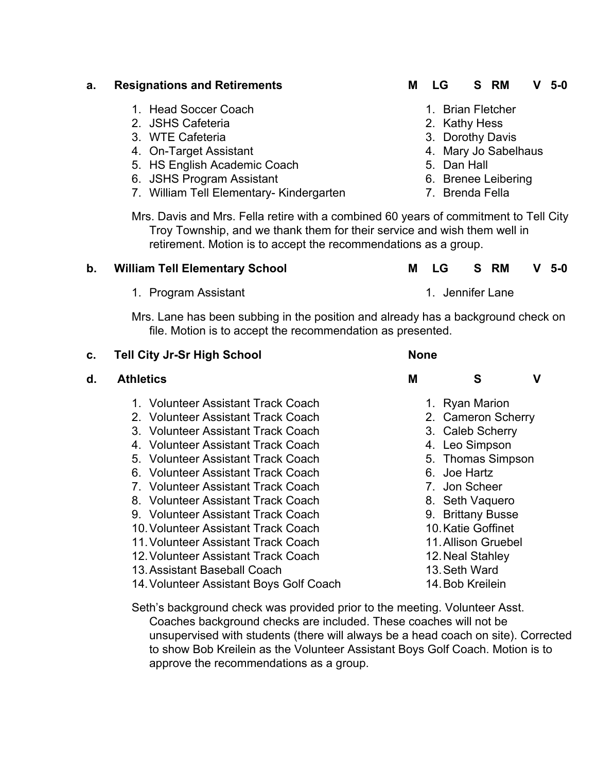**a. Resignations and Retirements** — M LG S RM V 5-0

| Position | Name |
|---|---|
| 1. Head Soccer Coach | 1. Brian Fletcher |
| 2. JSHS Cafeteria | 2. Kathy Hess |
| 3. WTE Cafeteria | 3. Dorothy Davis |
| 4. On-Target Assistant | 4. Mary Jo Sabelhaus |
| 5. HS English Academic Coach | 5. Dan Hall |
| 6. JSHS Program Assistant | 6. Brenee Leibering |
| 7. William Tell Elementary- Kindergarten | 7. Brenda Fella |

Mrs. Davis and Mrs. Fella retire with a combined 60 years of commitment to Tell City Troy Township, and we thank them for their service and wish them well in retirement. Motion is to accept the recommendations as a group.

**b. William Tell Elementary School** — M LG S RM V 5-0

| Position | Name |
|---|---|
| 1. Program Assistant | 1. Jennifer Lane |

Mrs. Lane has been subbing in the position and already has a background check on file. Motion is to accept the recommendation as presented.

**c. Tell City Jr-Sr High School** — None

**d. Athletics** — M S V

| Position | Name |
|---|---|
| 1. Volunteer Assistant Track Coach | 1. Ryan Marion |
| 2. Volunteer Assistant Track Coach | 2. Cameron Scherry |
| 3. Volunteer Assistant Track Coach | 3. Caleb Scherry |
| 4. Volunteer Assistant Track Coach | 4. Leo Simpson |
| 5. Volunteer Assistant Track Coach | 5. Thomas Simpson |
| 6. Volunteer Assistant Track Coach | 6. Joe Hartz |
| 7. Volunteer Assistant Track Coach | 7. Jon Scheer |
| 8. Volunteer Assistant Track Coach | 8. Seth Vaquero |
| 9. Volunteer Assistant Track Coach | 9. Brittany Busse |
| 10. Volunteer Assistant Track Coach | 10. Katie Goffinet |
| 11. Volunteer Assistant Track Coach | 11. Allison Gruebel |
| 12. Volunteer Assistant Track Coach | 12. Neal Stahley |
| 13. Assistant Baseball Coach | 13. Seth Ward |
| 14. Volunteer Assistant Boys Golf Coach | 14. Bob Kreilein |

Seth's background check was provided prior to the meeting. Volunteer Asst. Coaches background checks are included. These coaches will not be unsupervised with students (there will always be a head coach on site). Corrected to show Bob Kreilein as the Volunteer Assistant Boys Golf Coach. Motion is to approve the recommendations as a group.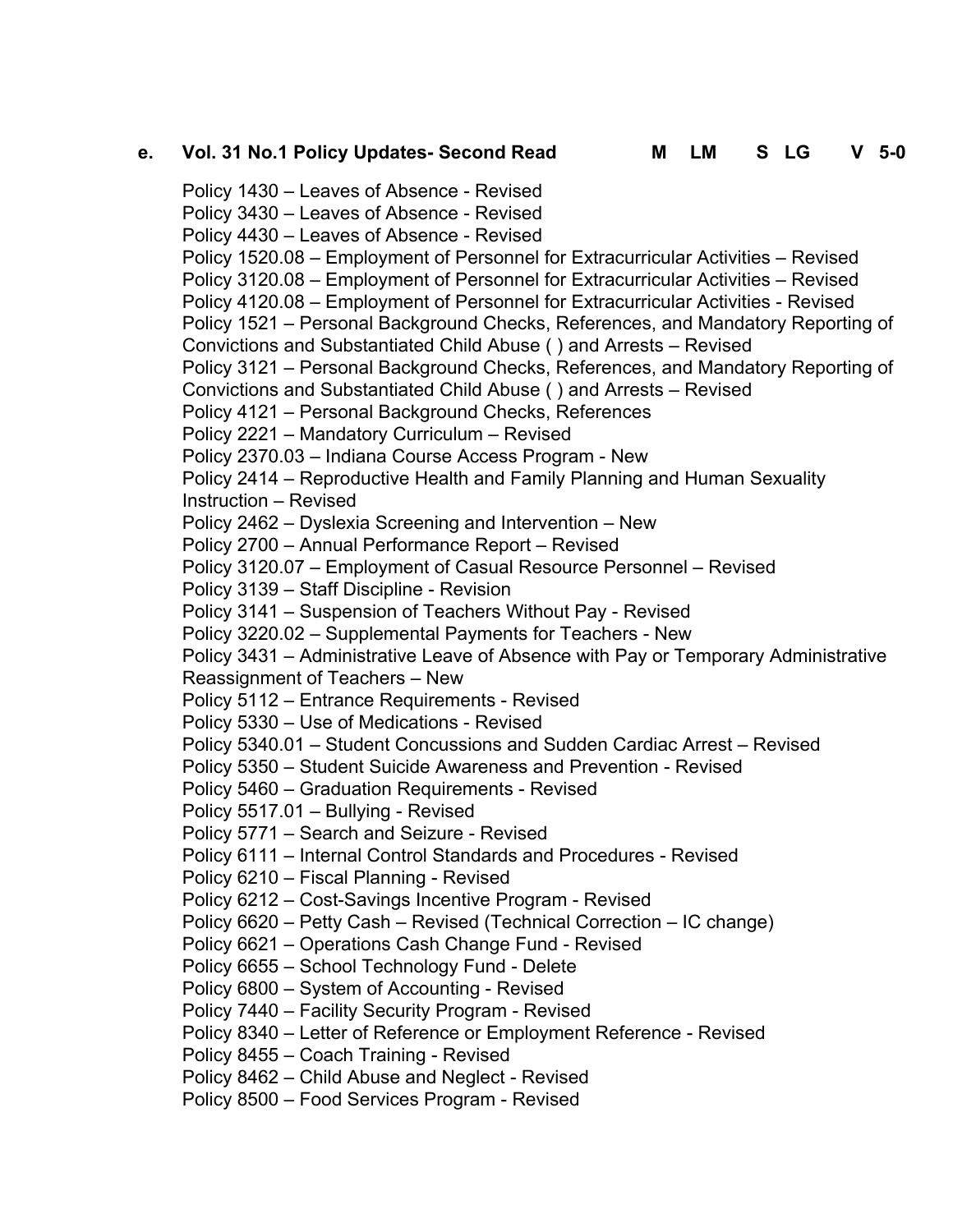**e. Vol. 31 No.1 Policy Updates- Second Read M LM S LG V 5-0**

Policy 1430 – Leaves of Absence - Revised
Policy 3430 – Leaves of Absence - Revised
Policy 4430 – Leaves of Absence - Revised
Policy 1520.08 – Employment of Personnel for Extracurricular Activities – Revised
Policy 3120.08 – Employment of Personnel for Extracurricular Activities – Revised
Policy 4120.08 – Employment of Personnel for Extracurricular Activities - Revised
Policy 1521 – Personal Background Checks, References, and Mandatory Reporting of Convictions and Substantiated Child Abuse ( ) and Arrests – Revised
Policy 3121 – Personal Background Checks, References, and Mandatory Reporting of Convictions and Substantiated Child Abuse ( ) and Arrests – Revised
Policy 4121 – Personal Background Checks, References
Policy 2221 – Mandatory Curriculum – Revised
Policy 2370.03 – Indiana Course Access Program - New
Policy 2414 – Reproductive Health and Family Planning and Human Sexuality Instruction – Revised
Policy 2462 – Dyslexia Screening and Intervention – New
Policy 2700 – Annual Performance Report – Revised
Policy 3120.07 – Employment of Casual Resource Personnel – Revised
Policy 3139 – Staff Discipline - Revision
Policy 3141 – Suspension of Teachers Without Pay - Revised
Policy 3220.02 – Supplemental Payments for Teachers - New
Policy 3431 – Administrative Leave of Absence with Pay or Temporary Administrative Reassignment of Teachers – New
Policy 5112 – Entrance Requirements - Revised
Policy 5330 – Use of Medications - Revised
Policy 5340.01 – Student Concussions and Sudden Cardiac Arrest – Revised
Policy 5350 – Student Suicide Awareness and Prevention - Revised
Policy 5460 – Graduation Requirements - Revised
Policy 5517.01 – Bullying - Revised
Policy 5771 – Search and Seizure - Revised
Policy 6111 – Internal Control Standards and Procedures - Revised
Policy 6210 – Fiscal Planning - Revised
Policy 6212 – Cost-Savings Incentive Program - Revised
Policy 6620 – Petty Cash – Revised (Technical Correction – IC change)
Policy 6621 – Operations Cash Change Fund - Revised
Policy 6655 – School Technology Fund - Delete
Policy 6800 – System of Accounting - Revised
Policy 7440 – Facility Security Program - Revised
Policy 8340 – Letter of Reference or Employment Reference - Revised
Policy 8455 – Coach Training - Revised
Policy 8462 – Child Abuse and Neglect - Revised
Policy 8500 – Food Services Program - Revised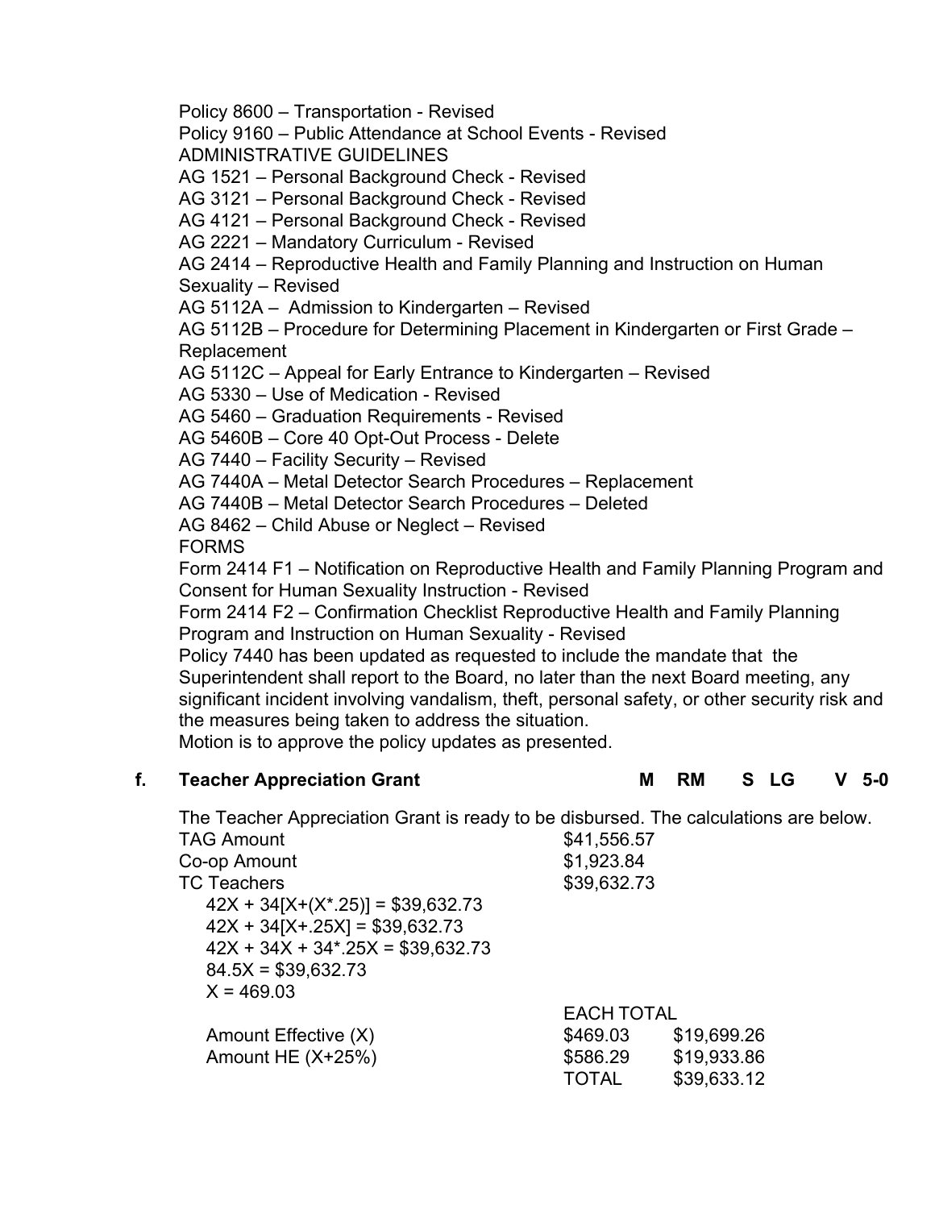Policy 8600 – Transportation - Revised
Policy 9160 – Public Attendance at School Events - Revised
ADMINISTRATIVE GUIDELINES
AG 1521 – Personal Background Check - Revised
AG 3121 – Personal Background Check - Revised
AG 4121 – Personal Background Check - Revised
AG 2221 – Mandatory Curriculum - Revised
AG 2414 – Reproductive Health and Family Planning and Instruction on Human Sexuality – Revised
AG 5112A – Admission to Kindergarten – Revised
AG 5112B – Procedure for Determining Placement in Kindergarten or First Grade – Replacement
AG 5112C – Appeal for Early Entrance to Kindergarten – Revised
AG 5330 – Use of Medication - Revised
AG 5460 – Graduation Requirements - Revised
AG 5460B – Core 40 Opt-Out Process - Delete
AG 7440 – Facility Security – Revised
AG 7440A – Metal Detector Search Procedures – Replacement
AG 7440B – Metal Detector Search Procedures – Deleted
AG 8462 – Child Abuse or Neglect – Revised
FORMS
Form 2414 F1 – Notification on Reproductive Health and Family Planning Program and Consent for Human Sexuality Instruction - Revised
Form 2414 F2 – Confirmation Checklist Reproductive Health and Family Planning Program and Instruction on Human Sexuality - Revised
Policy 7440 has been updated as requested to include the mandate that the Superintendent shall report to the Board, no later than the next Board meeting, any significant incident involving vandalism, theft, personal safety, or other security risk and the measures being taken to address the situation.
Motion is to approve the policy updates as presented.

**f. Teacher Appreciation Grant** **M RM S LG V 5-0**

The Teacher Appreciation Grant is ready to be disbursed. The calculations are below.

| | | |
|---|---|---|
| TAG Amount | $41,556.57 | |
| Co-op Amount | $1,923.84 | |
| TC Teachers | $39,632.73 | |

42X + 34[X+(X*.25)] = $39,632.73
42X + 34[X+.25X] = $39,632.73
42X + 34X + 34*.25X = $39,632.73
84.5X = $39,632.73
X = 469.03

| | EACH | TOTAL |
|---|---|---|
| Amount Effective (X) | $469.03 | $19,699.26 |
| Amount HE (X+25%) | $586.29 | $19,933.86 |
| | TOTAL | $39,633.12 |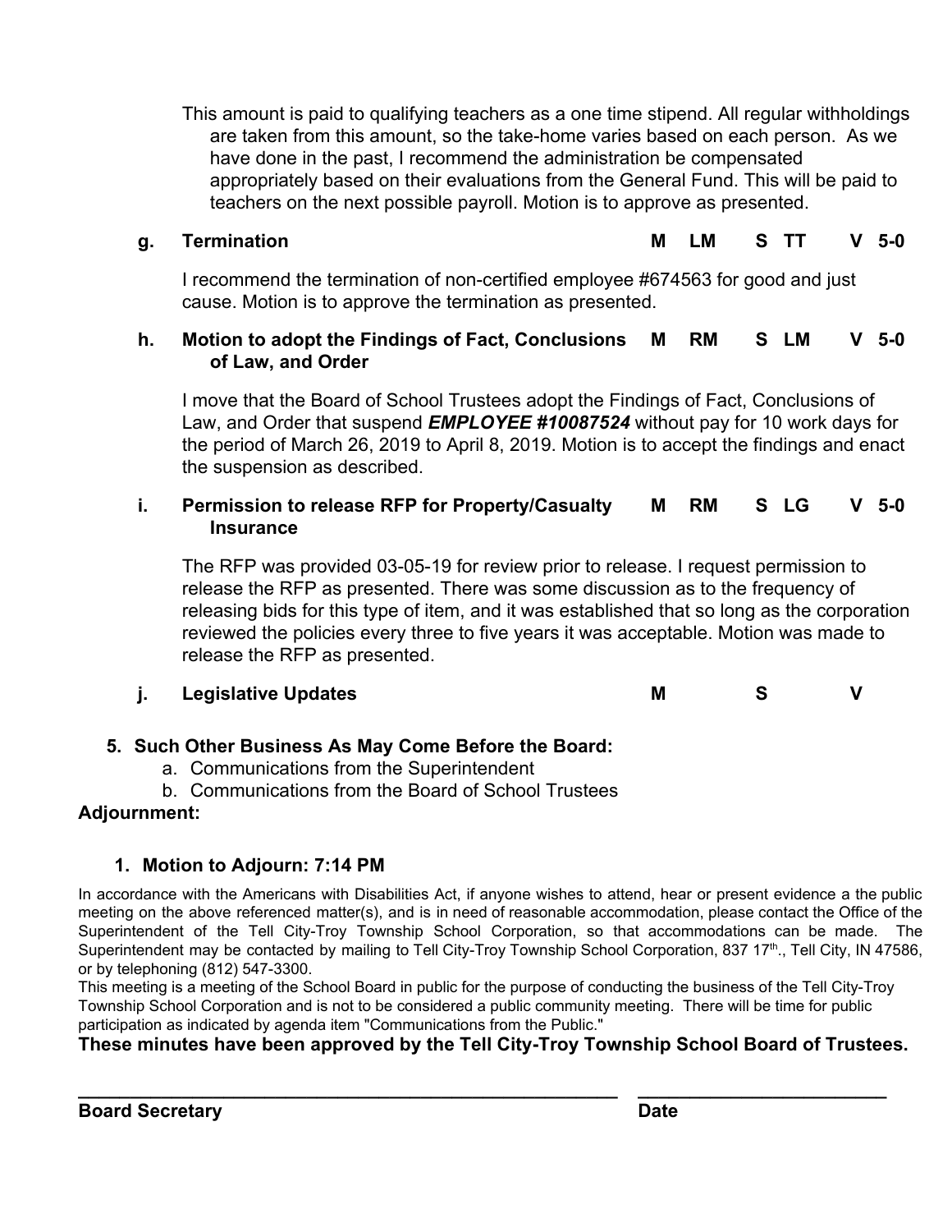This amount is paid to qualifying teachers as a one time stipend. All regular withholdings are taken from this amount, so the take-home varies based on each person. As we have done in the past, I recommend the administration be compensated appropriately based on their evaluations from the General Fund. This will be paid to teachers on the next possible payroll. Motion is to approve as presented.

**g. Termination** **M LM S TT V 5-0**

I recommend the termination of non-certified employee #674563 for good and just cause. Motion is to approve the termination as presented.

**h. Motion to adopt the Findings of Fact, Conclusions of Law, and Order** **M RM S LM V 5-0**

I move that the Board of School Trustees adopt the Findings of Fact, Conclusions of Law, and Order that suspend ***EMPLOYEE #10087524*** without pay for 10 work days for the period of March 26, 2019 to April 8, 2019. Motion is to accept the findings and enact the suspension as described.

**i. Permission to release RFP for Property/Casualty Insurance** **M RM S LG V 5-0**

The RFP was provided 03-05-19 for review prior to release. I request permission to release the RFP as presented. There was some discussion as to the frequency of releasing bids for this type of item, and it was established that so long as the corporation reviewed the policies every three to five years it was acceptable. Motion was made to release the RFP as presented.

**j. Legislative Updates** **M S V**

**5. Such Other Business As May Come Before the Board:**

a. Communications from the Superintendent
b. Communications from the Board of School Trustees

**Adjournment:**

**1. Motion to Adjourn: 7:14 PM**

In accordance with the Americans with Disabilities Act, if anyone wishes to attend, hear or present evidence a the public meeting on the above referenced matter(s), and is in need of reasonable accommodation, please contact the Office of the Superintendent of the Tell City-Troy Township School Corporation, so that accommodations can be made. The Superintendent may be contacted by mailing to Tell City-Troy Township School Corporation, 837 17th., Tell City, IN 47586, or by telephoning (812) 547-3300.

This meeting is a meeting of the School Board in public for the purpose of conducting the business of the Tell City-Troy Township School Corporation and is not to be considered a public community meeting. There will be time for public participation as indicated by agenda item "Communications from the Public."

**These minutes have been approved by the Tell City-Troy Township School Board of Trustees.**

______________________________ ______________

**Board Secretary** **Date**